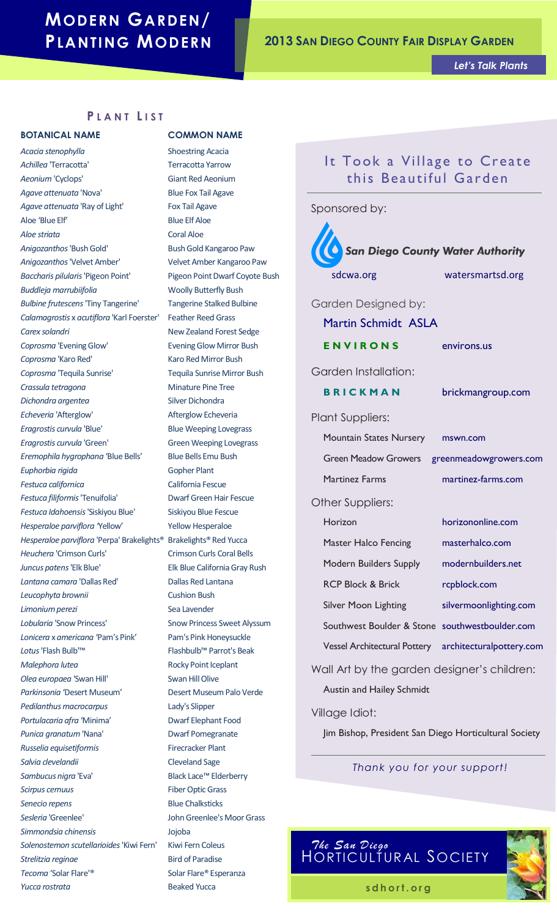# Modern Garden/ Planting Modern

## 2013 San Diego County Fair Display Garden

*Let's Talk Plants*

## Plant List

| BOTANICAL NAME | COMMON NAME |
|---|---|
| *Acacia stenophylla* | Shoestring Acacia |
| *Achillea* 'Terracotta' | Terracotta Yarrow |
| *Aeonium* 'Cyclops' | Giant Red Aeonium |
| *Agave attenuata* 'Nova' | Blue Fox Tail Agave |
| *Agave attenuata* 'Ray of Light' | Fox Tail Agave |
| Aloe 'Blue Elf' | Blue Elf Aloe |
| *Aloe striata* | Coral Aloe |
| *Anigozanthos* 'Bush Gold' | Bush Gold Kangaroo Paw |
| *Anigozanthos* 'Velvet Amber' | Velvet Amber Kangaroo Paw |
| *Baccharis pilularis* 'Pigeon Point' | Pigeon Point Dwarf Coyote Bush |
| *Buddleja marrubiifolia* | Woolly Butterfly Bush |
| *Bulbine frutescens* 'Tiny Tangerine' | Tangerine Stalked Bulbine |
| *Calamagrostis* x *acutiflora* 'Karl Foerster' | Feather Reed Grass |
| *Carex solandri* | New Zealand Forest Sedge |
| *Coprosma* 'Evening Glow' | Evening Glow Mirror Bush |
| *Coprosma* 'Karo Red' | Karo Red Mirror Bush |
| *Coprosma* 'Tequila Sunrise' | Tequila Sunrise Mirror Bush |
| *Crassula tetragona* | Minature Pine Tree |
| *Dichondra argentea* | Silver Dichondra |
| *Echeveria* 'Afterglow' | Afterglow Echeveria |
| *Eragrostis curvula* 'Blue' | Blue Weeping Lovegrass |
| *Eragrostis curvula* 'Green' | Green Weeping Lovegrass |
| *Eremophila hygrophana* 'Blue Bells' | Blue Bells Emu Bush |
| *Euphorbia rigida* | Gopher Plant |
| *Festuca californica* | California Fescue |
| *Festuca filiformis* 'Tenuifolia' | Dwarf Green Hair Fescue |
| *Festuca Idahoensis* 'Siskiyou Blue' | Siskiyou Blue Fescue |
| *Hesperaloe parviflora* 'Yellow' | Yellow Hesperaloe |
| *Hesperaloe parviflora* 'Perpa' Brakelights® | Brakelights® Red Yucca |
| *Heuchera* 'Crimson Curls' | Crimson Curls Coral Bells |
| *Juncus patens* 'Elk Blue' | Elk Blue California Gray Rush |
| *Lantana camara* 'Dallas Red' | Dallas Red Lantana |
| *Leucophyta brownii* | Cushion Bush |
| *Limonium perezi* | Sea Lavender |
| *Lobularia* 'Snow Princess' | Snow Princess Sweet Alyssum |
| *Lonicera* x *americana* 'Pam's Pink' | Pam's Pink Honeysuckle |
| *Lotus* 'Flash Bulb™' | Flashbulb™ Parrot's Beak |
| *Malephora lutea* | Rocky Point Iceplant |
| *Olea europaea* 'Swan Hill' | Swan Hill Olive |
| *Parkinsonia* 'Desert Museum' | Desert Museum Palo Verde |
| *Pedilanthus macrocarpus* | Lady's Slipper |
| *Portulacaria afra* 'Minima' | Dwarf Elephant Food |
| *Punica granatum* 'Nana' | Dwarf Pomegranate |
| *Russelia equisetiformis* | Firecracker Plant |
| *Salvia clevelandii* | Cleveland Sage |
| *Sambucus nigra* 'Eva' | Black Lace™ Elderberry |
| *Scirpus cernuus* | Fiber Optic Grass |
| *Senecio repens* | Blue Chalksticks |
| *Sesleria* 'Greenlee' | John Greenlee's Moor Grass |
| *Simmondsia chinensis* | Jojoba |
| *Solenostemon scutellarioides* 'Kiwi Fern' | Kiwi Fern Coleus |
| *Strelitzia reginae* | Bird of Paradise |
| *Tecoma* 'Solar Flare'® | Solar Flare® Esperanza |
| *Yucca rostrata* | Beaked Yucca |

## It Took a Village to Create this Beautiful Garden

**Sponsored by:**

San Diego County Water Authority
sdcwa.org — watersmartsd.org

**Garden Designed by:**

Martin Schmidt ASLA
ENVIRONS — environs.us

**Garden Installation:**

BRICKMAN — brickmangroup.com

**Plant Suppliers:**

- Mountain States Nursery — mswn.com
- Green Meadow Growers — greenmeadowgrowers.com
- Martinez Farms — martinez-farms.com

**Other Suppliers:**

- Horizon — horizononline.com
- Master Halco Fencing — masterhalco.com
- Modern Builders Supply — modernbuilders.net
- RCP Block & Brick — rcpblock.com
- Silver Moon Lighting — silvermoonlighting.com
- Southwest Boulder & Stone — southwestboulder.com
- Vessel Architectural Pottery — architecturalpottery.com

**Wall Art by the garden designer's children:**

Austin and Hailey Schmidt

**Village Idiot:**

Jim Bishop, President San Diego Horticultural Society

*Thank you for your support!*

The San Diego Horticultural Society
sdhort.org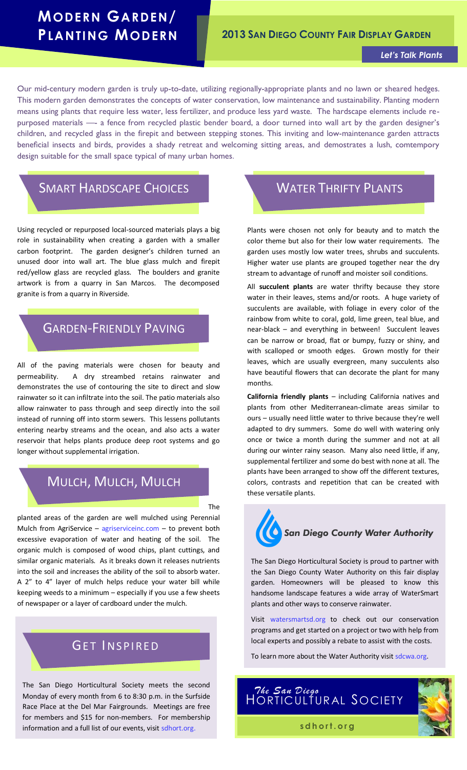# Modern Garden/ Planting Modern

## 2013 San Diego County Fair Display Garden

*Let's Talk Plants*

Our mid-century modern garden is truly up-to-date, utilizing regionally-appropriate plants and no lawn or sheared hedges. This modern garden demonstrates the concepts of water conservation, low maintenance and sustainability. Planting modern means using plants that require less water, less fertilizer, and produce less yard waste. The hardscape elements include re-purposed materials —- a fence from recycled plastic bender board, a door turned into wall art by the garden designer's children, and recycled glass in the firepit and between stepping stones. This inviting and low-maintenance garden attracts beneficial insects and birds, provides a shady retreat and welcoming sitting areas, and demostrates a lush, comtempory design suitable for the small space typical of many urban homes.

## Smart Hardscape Choices

Using recycled or repurposed local-sourced materials plays a big role in sustainability when creating a garden with a smaller carbon footprint. The garden designer's children turned an unused door into wall art. The blue glass mulch and firepit red/yellow glass are recycled glass. The boulders and granite artwork is from a quarry in San Marcos. The decomposed granite is from a quarry in Riverside.

## Garden-Friendly Paving

All of the paving materials were chosen for beauty and permeability. A dry streambed retains rainwater and demonstrates the use of contouring the site to direct and slow rainwater so it can infiltrate into the soil. The patio materials also allow rainwater to pass through and seep directly into the soil instead of running off into storm sewers. This lessens pollutants entering nearby streams and the ocean, and also acts a water reservoir that helps plants produce deep root systems and go longer without supplemental irrigation.

## Mulch, Mulch, Mulch

The planted areas of the garden are well mulched using Perennial Mulch from AgriService – agriserviceinc.com – to prevent both excessive evaporation of water and heating of the soil. The organic mulch is composed of wood chips, plant cuttings, and similar organic materials. As it breaks down it releases nutrients into the soil and increases the ability of the soil to absorb water. A 2" to 4" layer of mulch helps reduce your water bill while keeping weeds to a minimum – especially if you use a few sheets of newspaper or a layer of cardboard under the mulch.

## Get Inspired

The San Diego Horticultural Society meets the second Monday of every month from 6 to 8:30 p.m. in the Surfside Race Place at the Del Mar Fairgrounds. Meetings are free for members and $15 for non-members. For membership information and a full list of our events, visit sdhort.org.

## Water Thrifty Plants

Plants were chosen not only for beauty and to match the color theme but also for their low water requirements. The garden uses mostly low water trees, shrubs and succulents. Higher water use plants are grouped together near the dry stream to advantage of runoff and moister soil conditions.

All **succulent plants** are water thrifty because they store water in their leaves, stems and/or roots. A huge variety of succulents are available, with foliage in every color of the rainbow from white to coral, gold, lime green, teal blue, and near-black – and everything in between! Succulent leaves can be narrow or broad, flat or bumpy, fuzzy or shiny, and with scalloped or smooth edges. Grown mostly for their leaves, which are usually evergreen, many succulents also have beautiful flowers that can decorate the plant for many months.

**California friendly plants** – including California natives and plants from other Mediterranean-climate areas similar to ours – usually need little water to thrive because they're well adapted to dry summers. Some do well with watering only once or twice a month during the summer and not at all during our winter rainy season. Many also need little, if any, supplemental fertilizer and some do best with none at all. The plants have been arranged to show off the different textures, colors, contrasts and repetition that can be created with these versatile plants.

**San Diego County Water Authority**

The San Diego Horticultural Society is proud to partner with the San Diego County Water Authority on this fair display garden. Homeowners will be pleased to know this handsome landscape features a wide array of WaterSmart plants and other ways to conserve rainwater.

Visit watersmartsd.org to check out our conservation programs and get started on a project or two with help from local experts and possibly a rebate to assist with the costs.

To learn more about the Water Authority visit sdcwa.org.

*The San Diego* Horticultural Society

sdhort.org